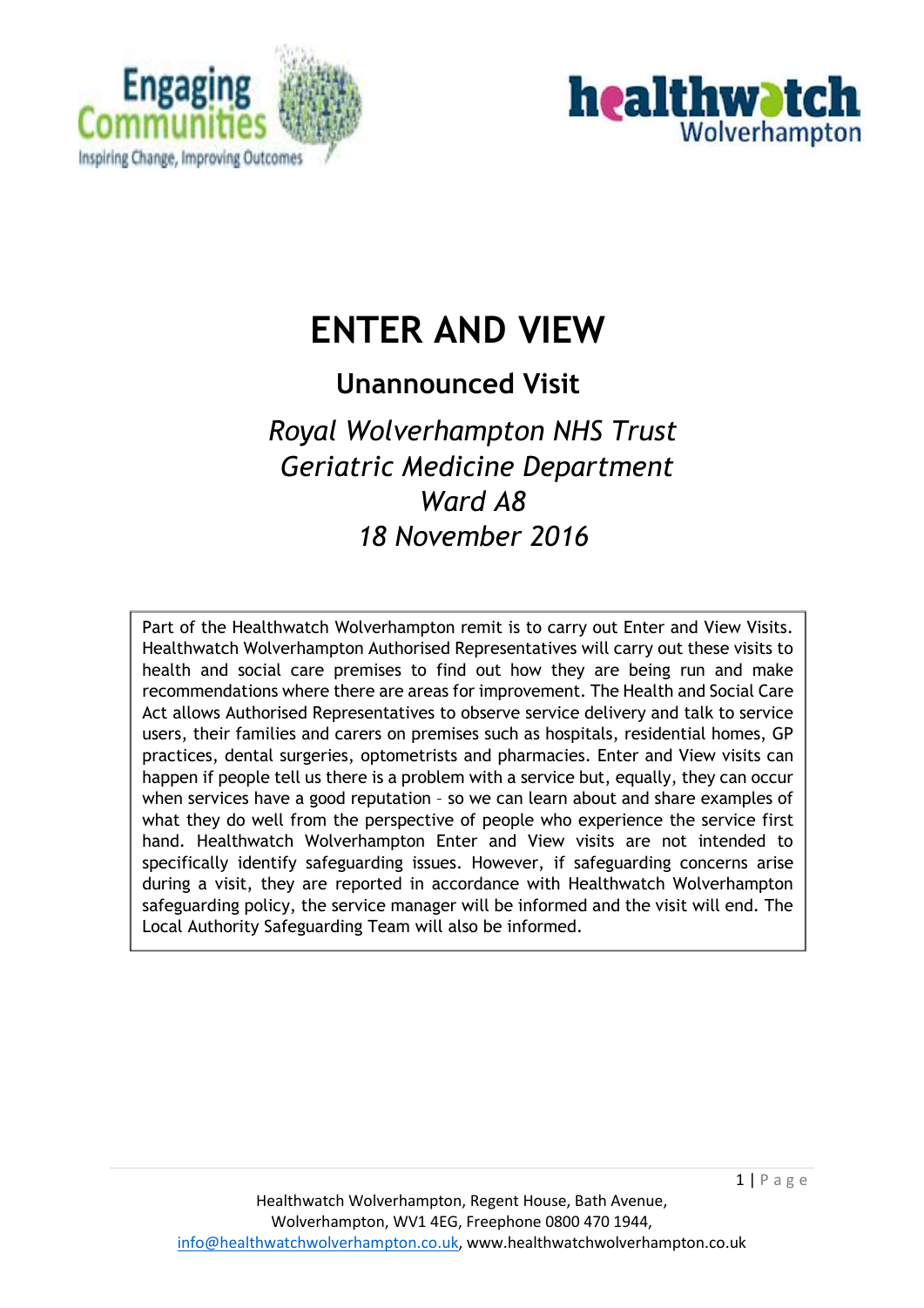# ENTER AND VIEW

## Unannounced Visit

*Royal Wolverhampton NHS Trust*
*Geriatric Medicine Department*
*Ward A8*
*18 November 2016*

Part of the Healthwatch Wolverhampton remit is to carry out Enter and View Visits. Healthwatch Wolverhampton Authorised Representatives will carry out these visits to health and social care premises to find out how they are being run and make recommendations where there are areas for improvement. The Health and Social Care Act allows Authorised Representatives to observe service delivery and talk to service users, their families and carers on premises such as hospitals, residential homes, GP practices, dental surgeries, optometrists and pharmacies. Enter and View visits can happen if people tell us there is a problem with a service but, equally, they can occur when services have a good reputation – so we can learn about and share examples of what they do well from the perspective of people who experience the service first hand. Healthwatch Wolverhampton Enter and View visits are not intended to specifically identify safeguarding issues. However, if safeguarding concerns arise during a visit, they are reported in accordance with Healthwatch Wolverhampton safeguarding policy, the service manager will be informed and the visit will end. The Local Authority Safeguarding Team will also be informed.

Healthwatch Wolverhampton, Regent House, Bath Avenue, Wolverhampton, WV1 4EG, Freephone 0800 470 1944, info@healthwatchwolverhampton.co.uk, www.healthwatchwolverhampton.co.uk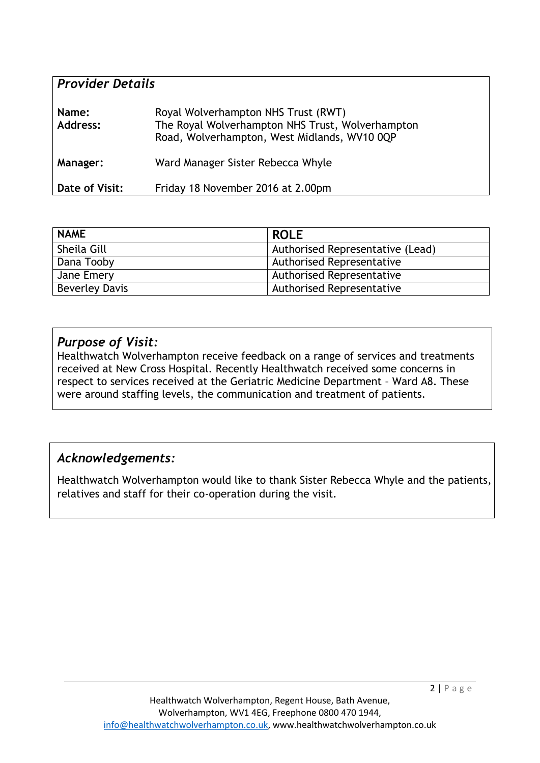## *Provider Details*

| | |
|---|---|
| **Name:** | Royal Wolverhampton NHS Trust (RWT) |
| **Address:** | The Royal Wolverhampton NHS Trust, Wolverhampton Road, Wolverhampton, West Midlands, WV10 0QP |
| **Manager:** | Ward Manager Sister Rebecca Whyle |
| **Date of Visit:** | Friday 18 November 2016 at 2.00pm |

| NAME | ROLE |
|---|---|
| Sheila Gill | Authorised Representative (Lead) |
| Dana Tooby | Authorised Representative |
| Jane Emery | Authorised Representative |
| Beverley Davis | Authorised Representative |

## *Purpose of Visit:*

Healthwatch Wolverhampton receive feedback on a range of services and treatments received at New Cross Hospital. Recently Healthwatch received some concerns in respect to services received at the Geriatric Medicine Department – Ward A8. These were around staffing levels, the communication and treatment of patients.

## *Acknowledgements:*

Healthwatch Wolverhampton would like to thank Sister Rebecca Whyle and the patients, relatives and staff for their co-operation during the visit.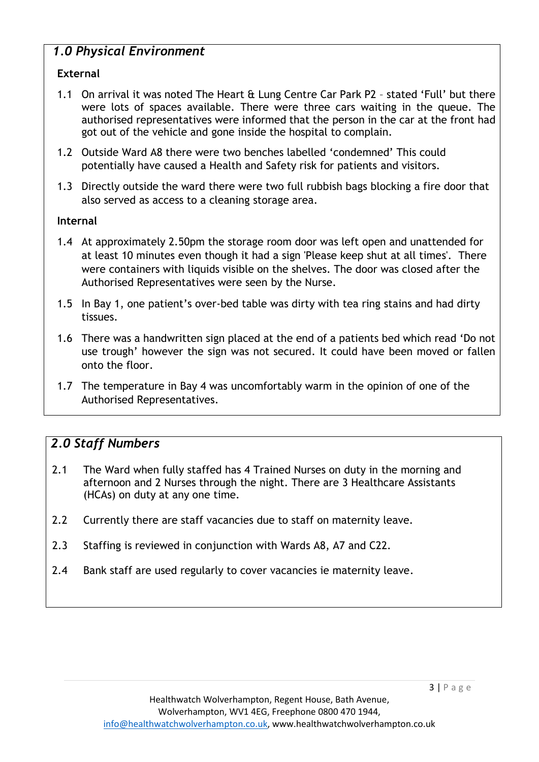## *1.0 Physical Environment*

**External**

1.1 On arrival it was noted The Heart & Lung Centre Car Park P2 – stated 'Full' but there were lots of spaces available. There were three cars waiting in the queue. The authorised representatives were informed that the person in the car at the front had got out of the vehicle and gone inside the hospital to complain.

1.2 Outside Ward A8 there were two benches labelled 'condemned' This could potentially have caused a Health and Safety risk for patients and visitors.

1.3 Directly outside the ward there were two full rubbish bags blocking a fire door that also served as access to a cleaning storage area.

**Internal**

1.4 At approximately 2.50pm the storage room door was left open and unattended for at least 10 minutes even though it had a sign 'Please keep shut at all times'. There were containers with liquids visible on the shelves. The door was closed after the Authorised Representatives were seen by the Nurse.

1.5 In Bay 1, one patient's over-bed table was dirty with tea ring stains and had dirty tissues.

1.6 There was a handwritten sign placed at the end of a patients bed which read 'Do not use trough' however the sign was not secured. It could have been moved or fallen onto the floor.

1.7 The temperature in Bay 4 was uncomfortably warm in the opinion of one of the Authorised Representatives.

## *2.0 Staff Numbers*

2.1 The Ward when fully staffed has 4 Trained Nurses on duty in the morning and afternoon and 2 Nurses through the night. There are 3 Healthcare Assistants (HCAs) on duty at any one time.

2.2 Currently there are staff vacancies due to staff on maternity leave.

2.3 Staffing is reviewed in conjunction with Wards A8, A7 and C22.

2.4 Bank staff are used regularly to cover vacancies ie maternity leave.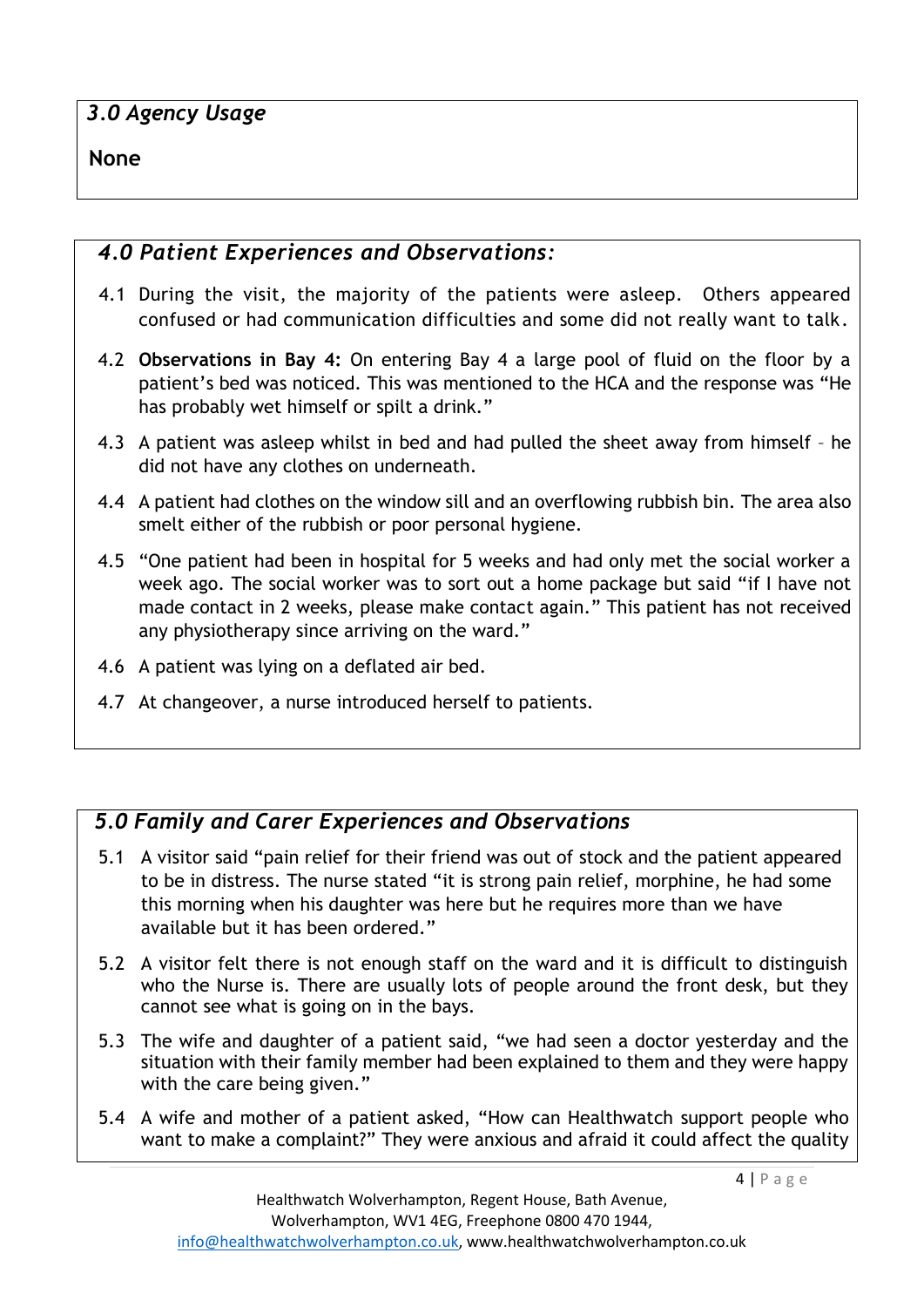### *3.0 Agency Usage*

**None**

### *4.0 Patient Experiences and Observations:*

4.1 During the visit, the majority of the patients were asleep. Others appeared confused or had communication difficulties and some did not really want to talk.

4.2 **Observations in Bay 4:** On entering Bay 4 a large pool of fluid on the floor by a patient's bed was noticed. This was mentioned to the HCA and the response was "He has probably wet himself or spilt a drink."

4.3 A patient was asleep whilst in bed and had pulled the sheet away from himself – he did not have any clothes on underneath.

4.4 A patient had clothes on the window sill and an overflowing rubbish bin. The area also smelt either of the rubbish or poor personal hygiene.

4.5 "One patient had been in hospital for 5 weeks and had only met the social worker a week ago. The social worker was to sort out a home package but said "if I have not made contact in 2 weeks, please make contact again." This patient has not received any physiotherapy since arriving on the ward."

4.6 A patient was lying on a deflated air bed.

4.7 At changeover, a nurse introduced herself to patients.

### *5.0 Family and Carer Experiences and Observations*

5.1 A visitor said "pain relief for their friend was out of stock and the patient appeared to be in distress. The nurse stated "it is strong pain relief, morphine, he had some this morning when his daughter was here but he requires more than we have available but it has been ordered."

5.2 A visitor felt there is not enough staff on the ward and it is difficult to distinguish who the Nurse is. There are usually lots of people around the front desk, but they cannot see what is going on in the bays.

5.3 The wife and daughter of a patient said, "we had seen a doctor yesterday and the situation with their family member had been explained to them and they were happy with the care being given."

5.4 A wife and mother of a patient asked, "How can Healthwatch support people who want to make a complaint?" They were anxious and afraid it could affect the quality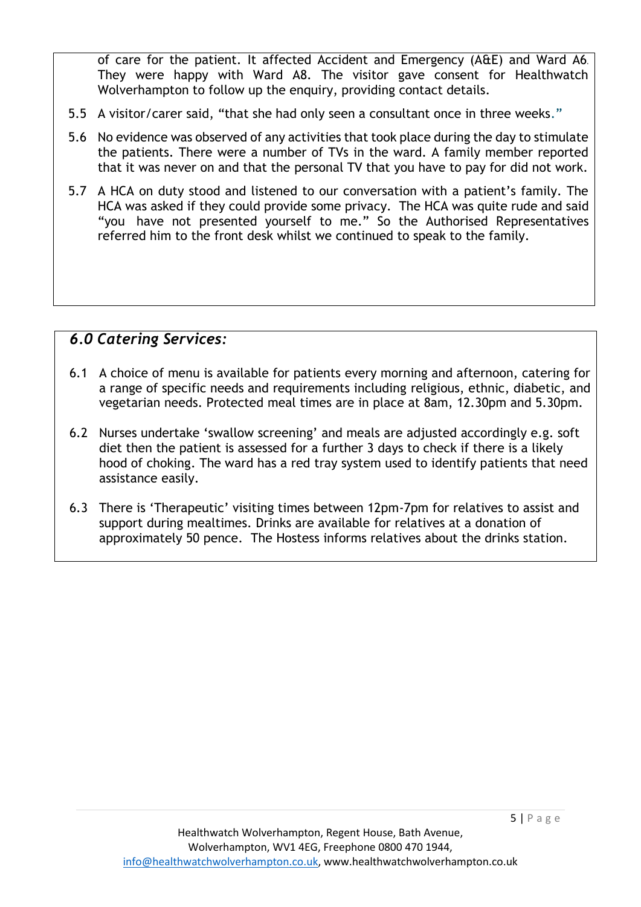of care for the patient. It affected Accident and Emergency (A&E) and Ward A6. They were happy with Ward A8. The visitor gave consent for Healthwatch Wolverhampton to follow up the enquiry, providing contact details.

5.5 A visitor/carer said, "that she had only seen a consultant once in three weeks."

5.6 No evidence was observed of any activities that took place during the day to stimulate the patients. There were a number of TVs in the ward. A family member reported that it was never on and that the personal TV that you have to pay for did not work.

5.7 A HCA on duty stood and listened to our conversation with a patient's family. The HCA was asked if they could provide some privacy. The HCA was quite rude and said "you have not presented yourself to me." So the Authorised Representatives referred him to the front desk whilst we continued to speak to the family.

## *6.0 Catering Services:*

6.1 A choice of menu is available for patients every morning and afternoon, catering for a range of specific needs and requirements including religious, ethnic, diabetic, and vegetarian needs. Protected meal times are in place at 8am, 12.30pm and 5.30pm.

6.2 Nurses undertake 'swallow screening' and meals are adjusted accordingly e.g. soft diet then the patient is assessed for a further 3 days to check if there is a likely hood of choking. The ward has a red tray system used to identify patients that need assistance easily.

6.3 There is 'Therapeutic' visiting times between 12pm-7pm for relatives to assist and support during mealtimes. Drinks are available for relatives at a donation of approximately 50 pence. The Hostess informs relatives about the drinks station.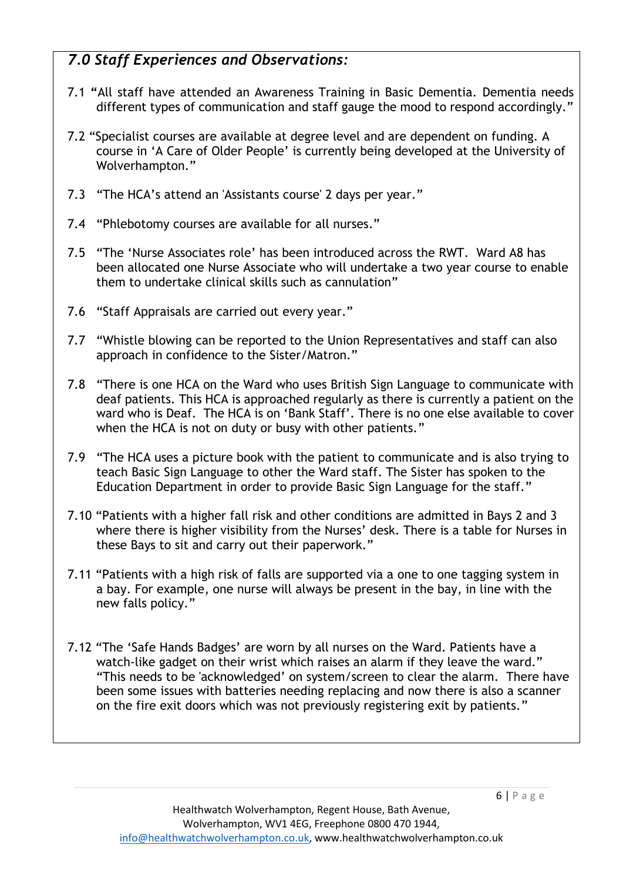## *7.0 Staff Experiences and Observations:*

7.1 "All staff have attended an Awareness Training in Basic Dementia. Dementia needs different types of communication and staff gauge the mood to respond accordingly."

7.2 "Specialist courses are available at degree level and are dependent on funding. A course in 'A Care of Older People' is currently being developed at the University of Wolverhampton."

7.3 "The HCA's attend an 'Assistants course' 2 days per year."

7.4 "Phlebotomy courses are available for all nurses."

7.5 "The 'Nurse Associates role' has been introduced across the RWT. Ward A8 has been allocated one Nurse Associate who will undertake a two year course to enable them to undertake clinical skills such as cannulation"

7.6 "Staff Appraisals are carried out every year."

7.7 "Whistle blowing can be reported to the Union Representatives and staff can also approach in confidence to the Sister/Matron."

7.8 "There is one HCA on the Ward who uses British Sign Language to communicate with deaf patients. This HCA is approached regularly as there is currently a patient on the ward who is Deaf. The HCA is on 'Bank Staff'. There is no one else available to cover when the HCA is not on duty or busy with other patients."

7.9 "The HCA uses a picture book with the patient to communicate and is also trying to teach Basic Sign Language to other the Ward staff. The Sister has spoken to the Education Department in order to provide Basic Sign Language for the staff."

7.10 "Patients with a higher fall risk and other conditions are admitted in Bays 2 and 3 where there is higher visibility from the Nurses' desk. There is a table for Nurses in these Bays to sit and carry out their paperwork."

7.11 "Patients with a high risk of falls are supported via a one to one tagging system in a bay. For example, one nurse will always be present in the bay, in line with the new falls policy."

7.12 "The 'Safe Hands Badges' are worn by all nurses on the Ward. Patients have a watch-like gadget on their wrist which raises an alarm if they leave the ward." "This needs to be 'acknowledged' on system/screen to clear the alarm. There have been some issues with batteries needing replacing and now there is also a scanner on the fire exit doors which was not previously registering exit by patients."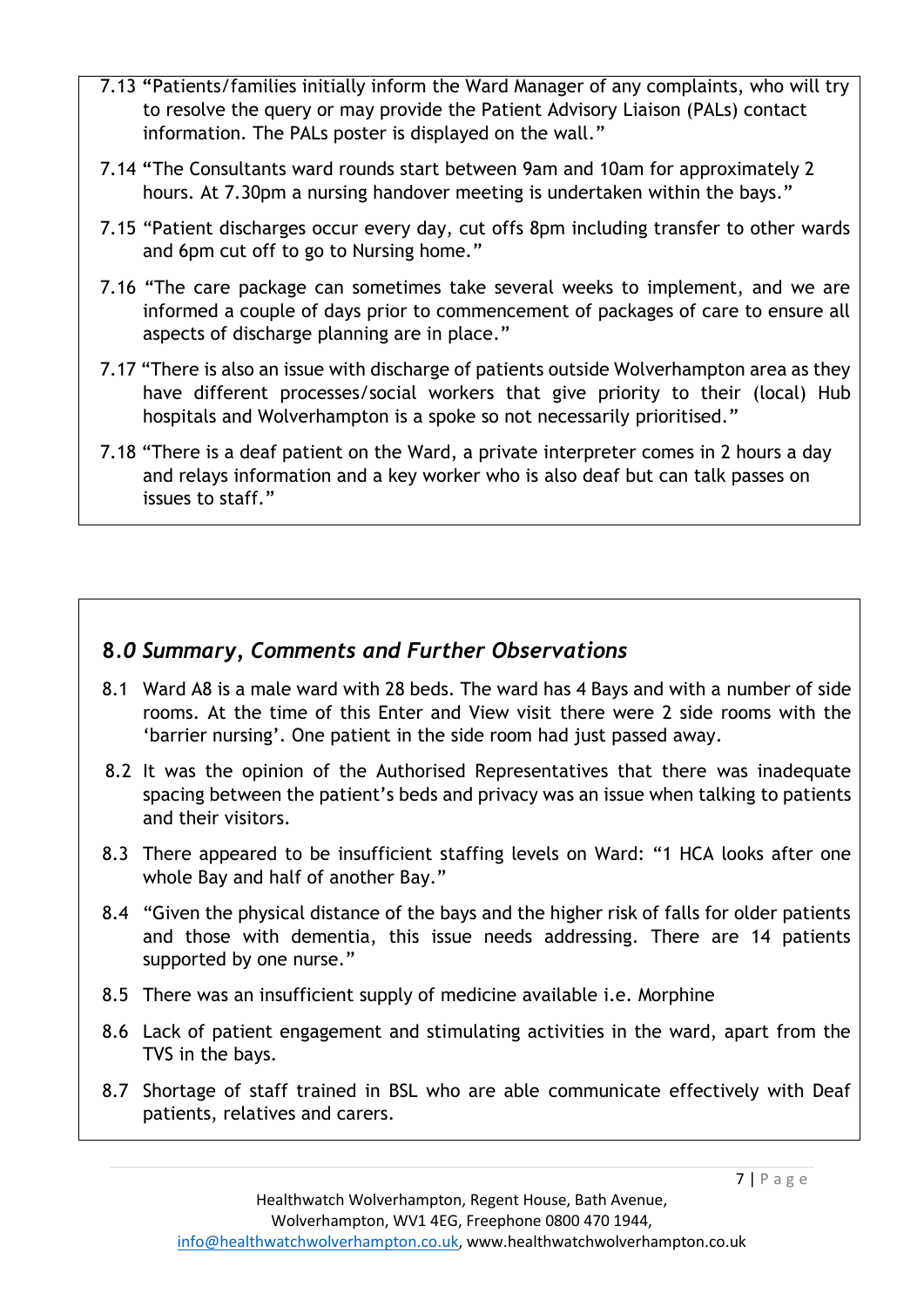7.13 "Patients/families initially inform the Ward Manager of any complaints, who will try to resolve the query or may provide the Patient Advisory Liaison (PALs) contact information. The PALs poster is displayed on the wall."

7.14 "The Consultants ward rounds start between 9am and 10am for approximately 2 hours. At 7.30pm a nursing handover meeting is undertaken within the bays."

7.15 "Patient discharges occur every day, cut offs 8pm including transfer to other wards and 6pm cut off to go to Nursing home."

7.16 "The care package can sometimes take several weeks to implement, and we are informed a couple of days prior to commencement of packages of care to ensure all aspects of discharge planning are in place."

7.17 "There is also an issue with discharge of patients outside Wolverhampton area as they have different processes/social workers that give priority to their (local) Hub hospitals and Wolverhampton is a spoke so not necessarily prioritised."

7.18 "There is a deaf patient on the Ward, a private interpreter comes in 2 hours a day and relays information and a key worker who is also deaf but can talk passes on issues to staff."

## 8.0 *Summary, Comments and Further Observations*

8.1 Ward A8 is a male ward with 28 beds. The ward has 4 Bays and with a number of side rooms. At the time of this Enter and View visit there were 2 side rooms with the 'barrier nursing'. One patient in the side room had just passed away.

8.2 It was the opinion of the Authorised Representatives that there was inadequate spacing between the patient's beds and privacy was an issue when talking to patients and their visitors.

8.3 There appeared to be insufficient staffing levels on Ward: "1 HCA looks after one whole Bay and half of another Bay."

8.4 "Given the physical distance of the bays and the higher risk of falls for older patients and those with dementia, this issue needs addressing. There are 14 patients supported by one nurse."

8.5 There was an insufficient supply of medicine available i.e. Morphine

8.6 Lack of patient engagement and stimulating activities in the ward, apart from the TVS in the bays.

8.7 Shortage of staff trained in BSL who are able communicate effectively with Deaf patients, relatives and carers.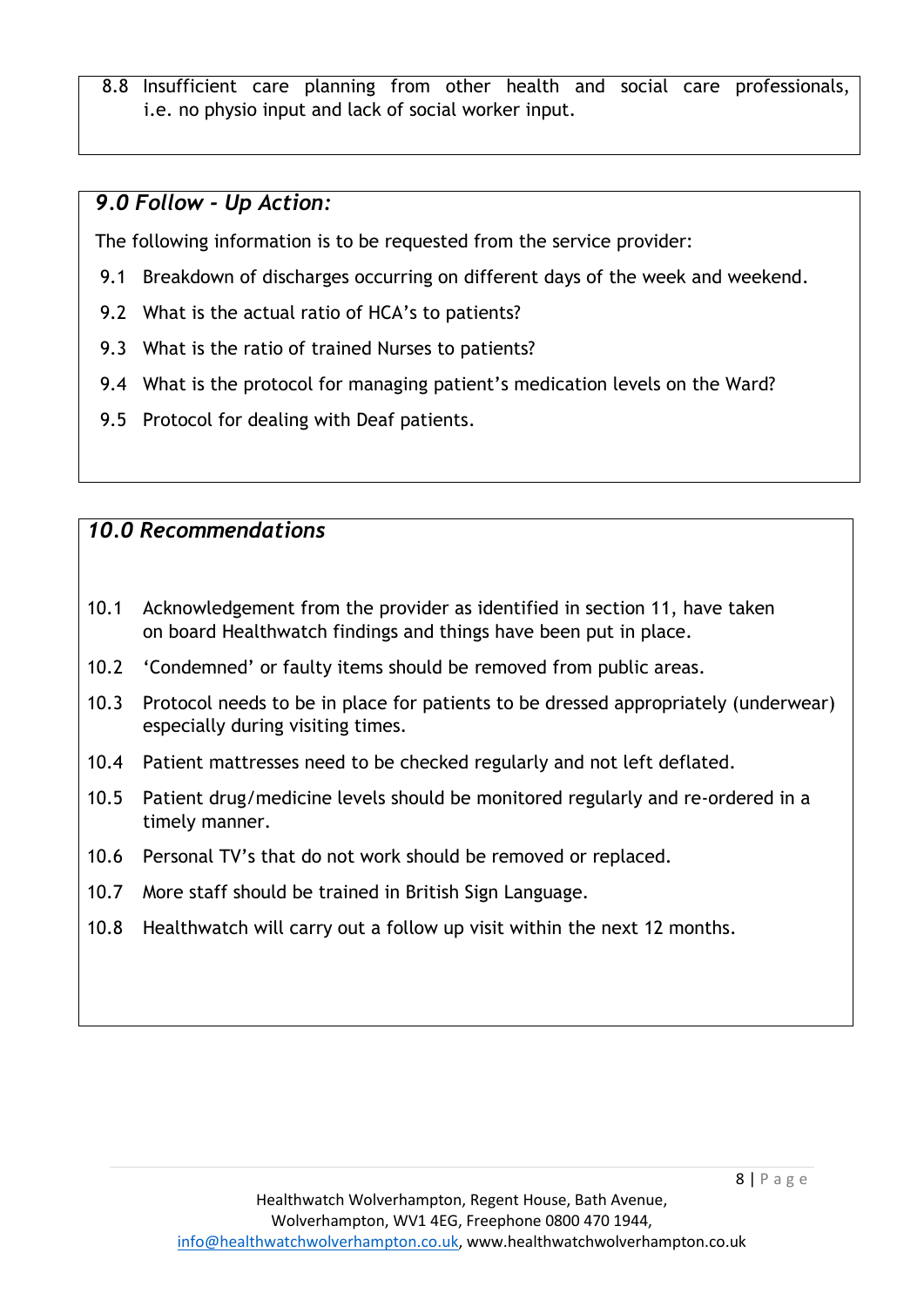8.8 Insufficient care planning from other health and social care professionals, i.e. no physio input and lack of social worker input.

## *9.0 Follow - Up Action:*

The following information is to be requested from the service provider:

9.1 Breakdown of discharges occurring on different days of the week and weekend.

9.2 What is the actual ratio of HCA's to patients?

9.3 What is the ratio of trained Nurses to patients?

9.4 What is the protocol for managing patient's medication levels on the Ward?

9.5 Protocol for dealing with Deaf patients.

## *10.0 Recommendations*

10.1 Acknowledgement from the provider as identified in section 11, have taken on board Healthwatch findings and things have been put in place.

10.2 'Condemned' or faulty items should be removed from public areas.

10.3 Protocol needs to be in place for patients to be dressed appropriately (underwear) especially during visiting times.

10.4 Patient mattresses need to be checked regularly and not left deflated.

10.5 Patient drug/medicine levels should be monitored regularly and re-ordered in a timely manner.

10.6 Personal TV's that do not work should be removed or replaced.

10.7 More staff should be trained in British Sign Language.

10.8 Healthwatch will carry out a follow up visit within the next 12 months.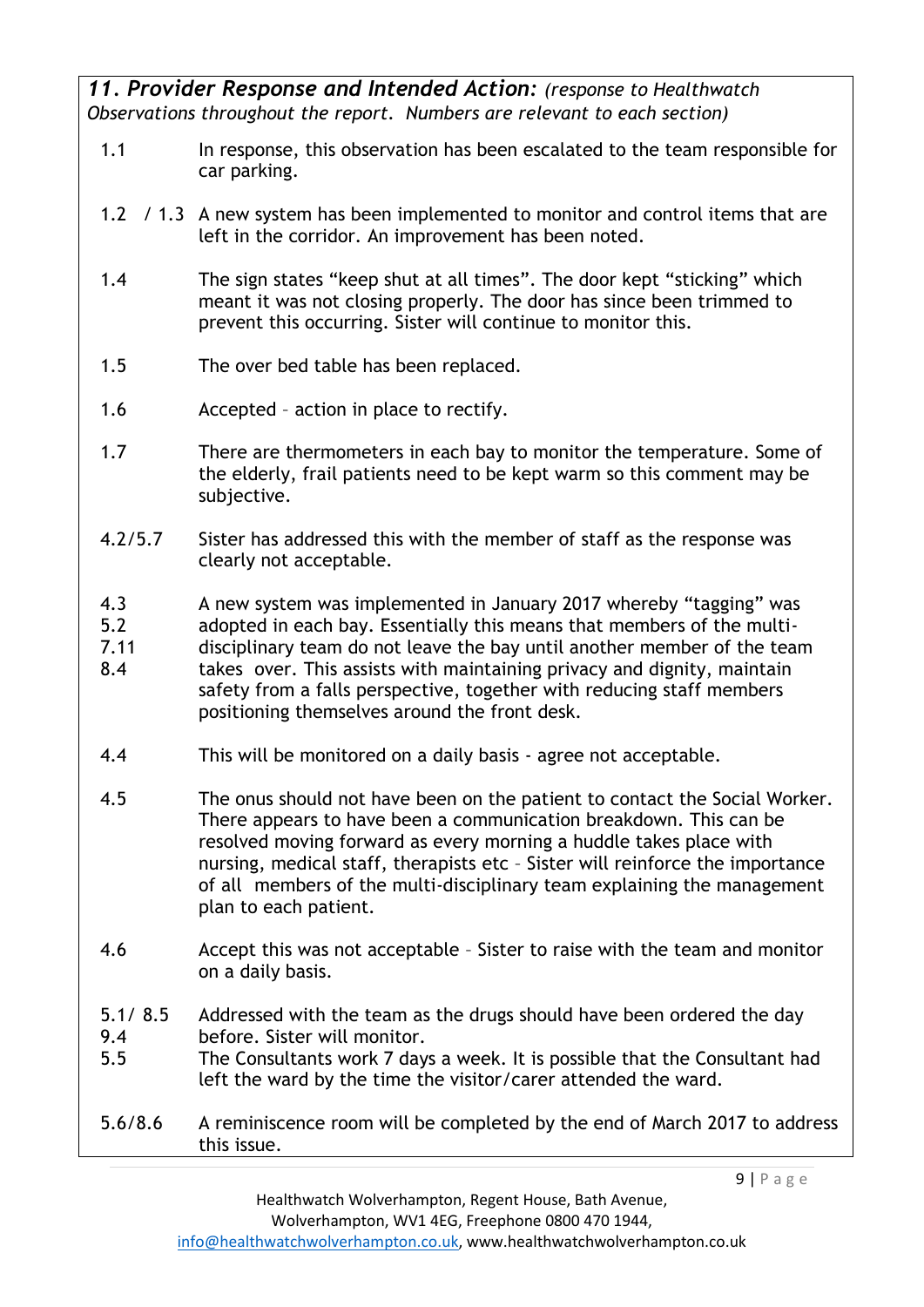### *11. Provider Response and Intended Action:* *(response to Healthwatch Observations throughout the report. Numbers are relevant to each section)*

| | |
|---|---|
| 1.1 | In response, this observation has been escalated to the team responsible for car parking. |
| 1.2 / 1.3 | A new system has been implemented to monitor and control items that are left in the corridor. An improvement has been noted. |
| 1.4 | The sign states "keep shut at all times". The door kept "sticking" which meant it was not closing properly. The door has since been trimmed to prevent this occurring. Sister will continue to monitor this. |
| 1.5 | The over bed table has been replaced. |
| 1.6 | Accepted – action in place to rectify. |
| 1.7 | There are thermometers in each bay to monitor the temperature. Some of the elderly, frail patients need to be kept warm so this comment may be subjective. |
| 4.2/5.7 | Sister has addressed this with the member of staff as the response was clearly not acceptable. |
| 4.3<br>5.2<br>7.11<br>8.4 | A new system was implemented in January 2017 whereby "tagging" was adopted in each bay. Essentially this means that members of the multi-disciplinary team do not leave the bay until another member of the team takes over. This assists with maintaining privacy and dignity, maintain safety from a falls perspective, together with reducing staff members positioning themselves around the front desk. |
| 4.4 | This will be monitored on a daily basis - agree not acceptable. |
| 4.5 | The onus should not have been on the patient to contact the Social Worker. There appears to have been a communication breakdown. This can be resolved moving forward as every morning a huddle takes place with nursing, medical staff, therapists etc – Sister will reinforce the importance of all members of the multi-disciplinary team explaining the management plan to each patient. |
| 4.6 | Accept this was not acceptable – Sister to raise with the team and monitor on a daily basis. |
| 5.1/ 8.5<br>9.4 | Addressed with the team as the drugs should have been ordered the day before. Sister will monitor. |
| 5.5 | The Consultants work 7 days a week. It is possible that the Consultant had left the ward by the time the visitor/carer attended the ward. |
| 5.6/8.6 | A reminiscence room will be completed by the end of March 2017 to address this issue. |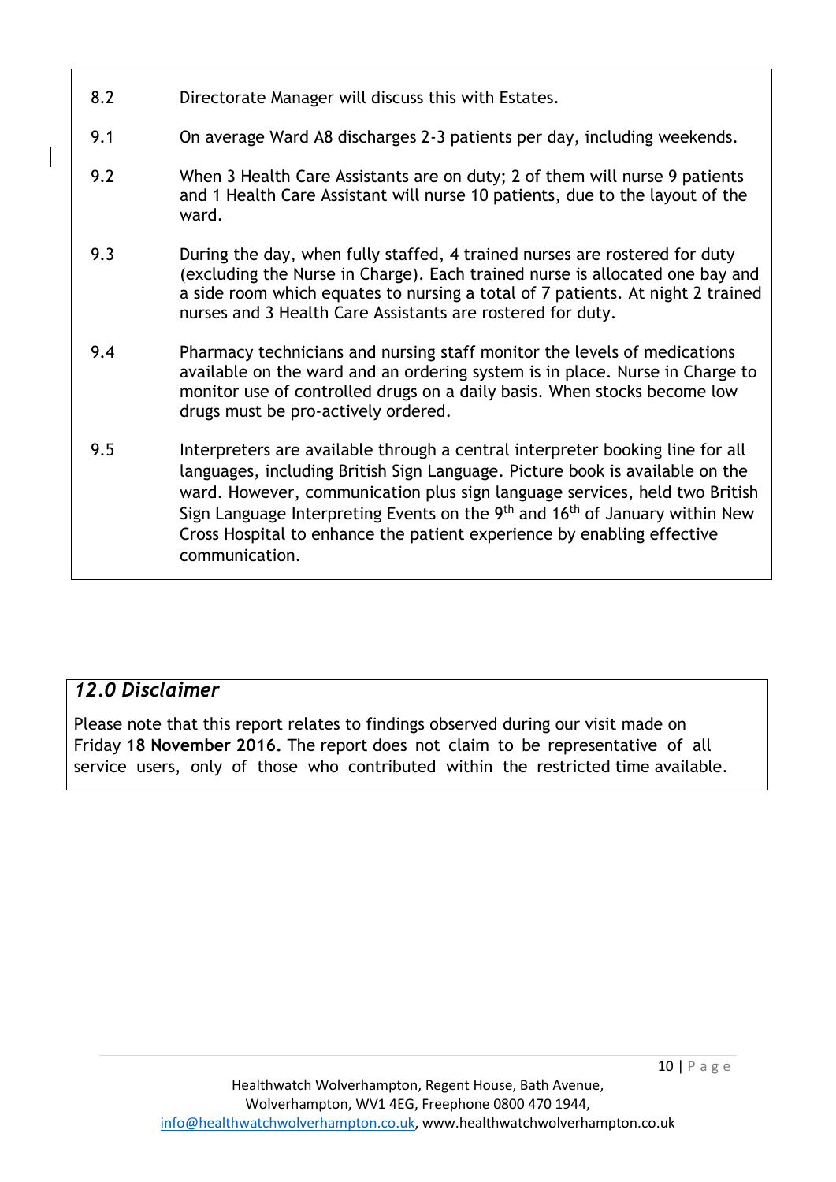| | |
|---|---|
| 8.2 | Directorate Manager will discuss this with Estates. |
| 9.1 | On average Ward A8 discharges 2-3 patients per day, including weekends. |
| 9.2 | When 3 Health Care Assistants are on duty; 2 of them will nurse 9 patients and 1 Health Care Assistant will nurse 10 patients, due to the layout of the ward. |
| 9.3 | During the day, when fully staffed, 4 trained nurses are rostered for duty (excluding the Nurse in Charge). Each trained nurse is allocated one bay and a side room which equates to nursing a total of 7 patients. At night 2 trained nurses and 3 Health Care Assistants are rostered for duty. |
| 9.4 | Pharmacy technicians and nursing staff monitor the levels of medications available on the ward and an ordering system is in place. Nurse in Charge to monitor use of controlled drugs on a daily basis. When stocks become low drugs must be pro-actively ordered. |
| 9.5 | Interpreters are available through a central interpreter booking line for all languages, including British Sign Language. Picture book is available on the ward. However, communication plus sign language services, held two British Sign Language Interpreting Events on the 9th and 16th of January within New Cross Hospital to enhance the patient experience by enabling effective communication. |

## *12.0 Disclaimer*

Please note that this report relates to findings observed during our visit made on Friday **18 November 2016.** The report does not claim to be representative of all service users, only of those who contributed within the restricted time available.